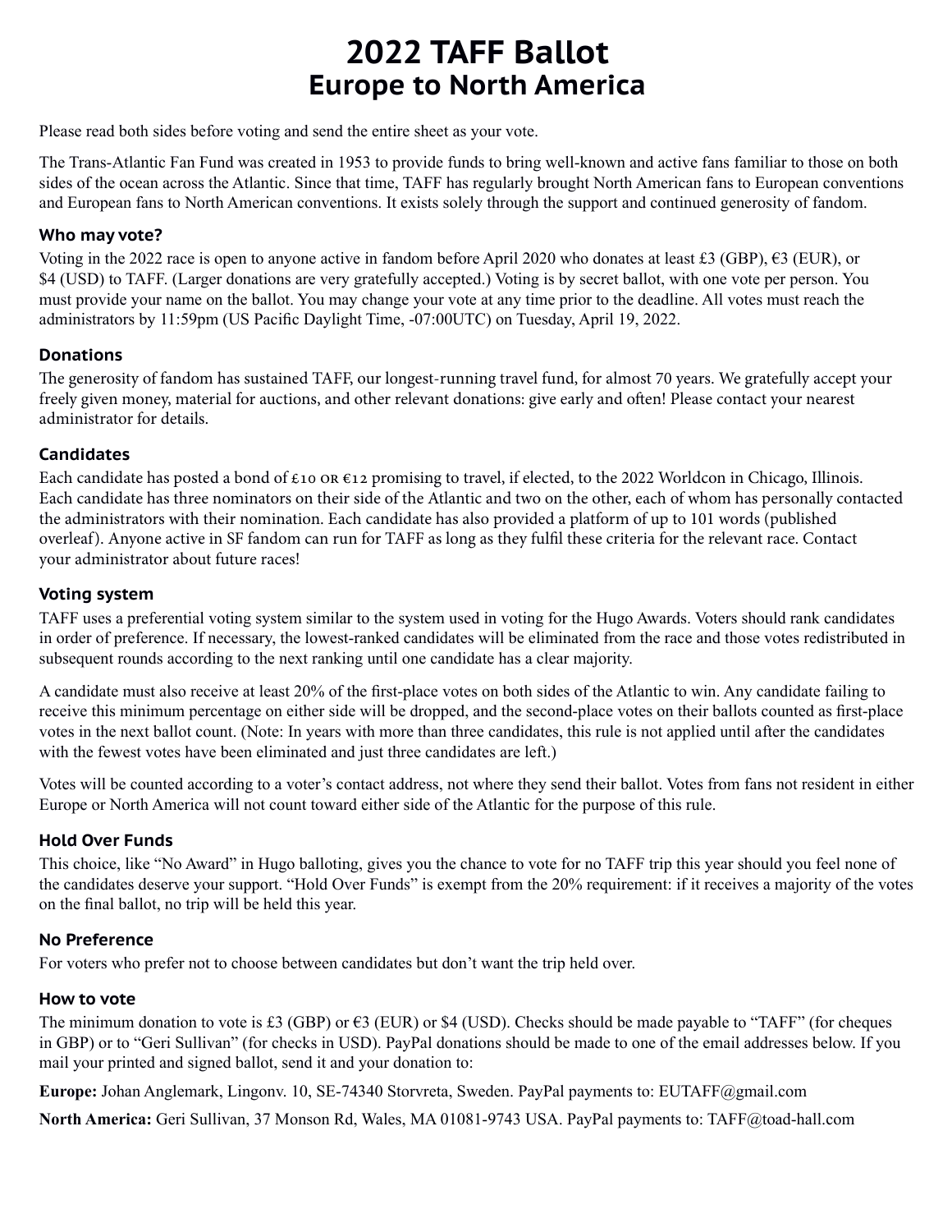# 2022 TAFF Ballot
## Europe to North America

Please read both sides before voting and send the entire sheet as your vote.

The Trans-Atlantic Fan Fund was created in 1953 to provide funds to bring well-known and active fans familiar to those on both sides of the ocean across the Atlantic. Since that time, TAFF has regularly brought North American fans to European conventions and European fans to North American conventions. It exists solely through the support and continued generosity of fandom.

### Who may vote?

Voting in the 2022 race is open to anyone active in fandom before April 2020 who donates at least £3 (GBP), €3 (EUR), or $4 (USD) to TAFF. (Larger donations are very gratefully accepted.) Voting is by secret ballot, with one vote per person. You must provide your name on the ballot. You may change your vote at any time prior to the deadline. All votes must reach the administrators by 11:59pm (US Pacific Daylight Time, -07:00UTC) on Tuesday, April 19, 2022.

### Donations

The generosity of fandom has sustained TAFF, our longest-running travel fund, for almost 70 years. We gratefully accept your freely given money, material for auctions, and other relevant donations: give early and often! Please contact your nearest administrator for details.

### Candidates

Each candidate has posted a bond of £10 or €12 promising to travel, if elected, to the 2022 Worldcon in Chicago, Illinois. Each candidate has three nominators on their side of the Atlantic and two on the other, each of whom has personally contacted the administrators with their nomination. Each candidate has also provided a platform of up to 101 words (published overleaf). Anyone active in SF fandom can run for TAFF as long as they fulfil these criteria for the relevant race. Contact your administrator about future races!

### Voting system

TAFF uses a preferential voting system similar to the system used in voting for the Hugo Awards. Voters should rank candidates in order of preference. If necessary, the lowest-ranked candidates will be eliminated from the race and those votes redistributed in subsequent rounds according to the next ranking until one candidate has a clear majority.

A candidate must also receive at least 20% of the first-place votes on both sides of the Atlantic to win. Any candidate failing to receive this minimum percentage on either side will be dropped, and the second-place votes on their ballots counted as first-place votes in the next ballot count. (Note: In years with more than three candidates, this rule is not applied until after the candidates with the fewest votes have been eliminated and just three candidates are left.)

Votes will be counted according to a voter's contact address, not where they send their ballot. Votes from fans not resident in either Europe or North America will not count toward either side of the Atlantic for the purpose of this rule.

### Hold Over Funds

This choice, like "No Award" in Hugo balloting, gives you the chance to vote for no TAFF trip this year should you feel none of the candidates deserve your support. "Hold Over Funds" is exempt from the 20% requirement: if it receives a majority of the votes on the final ballot, no trip will be held this year.

### No Preference

For voters who prefer not to choose between candidates but don't want the trip held over.

### How to vote

The minimum donation to vote is £3 (GBP) or €3 (EUR) or $4 (USD). Checks should be made payable to "TAFF" (for cheques in GBP) or to "Geri Sullivan" (for checks in USD). PayPal donations should be made to one of the email addresses below. If you mail your printed and signed ballot, send it and your donation to:

**Europe:** Johan Anglemark, Lingonv. 10, SE-74340 Storvreta, Sweden. PayPal payments to: EUTAFF@gmail.com

**North America:** Geri Sullivan, 37 Monson Rd, Wales, MA 01081-9743 USA. PayPal payments to: TAFF@toad-hall.com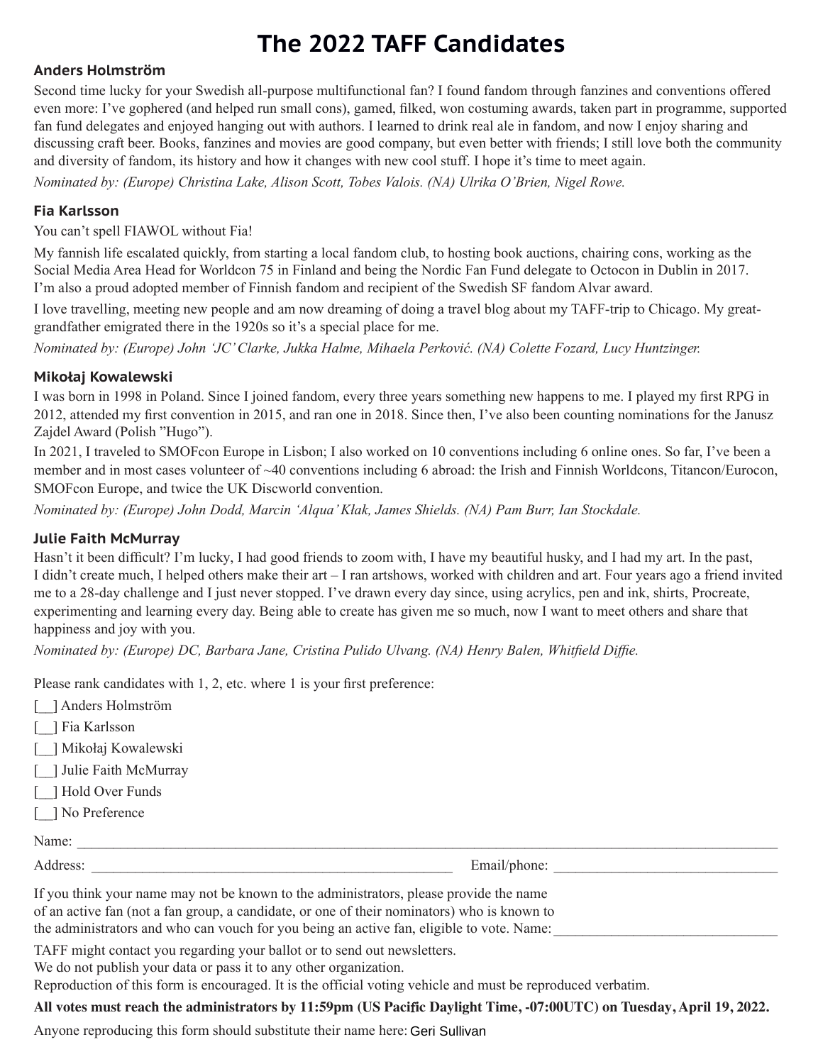# The 2022 TAFF Candidates

### Anders Holmström

Second time lucky for your Swedish all-purpose multifunctional fan? I found fandom through fanzines and conventions offered even more: I've gophered (and helped run small cons), gamed, filked, won costuming awards, taken part in programme, supported fan fund delegates and enjoyed hanging out with authors. I learned to drink real ale in fandom, and now I enjoy sharing and discussing craft beer. Books, fanzines and movies are good company, but even better with friends; I still love both the community and diversity of fandom, its history and how it changes with new cool stuff. I hope it's time to meet again.

*Nominated by: (Europe) Christina Lake, Alison Scott, Tobes Valois. (NA) Ulrika O'Brien, Nigel Rowe.*

### Fia Karlsson

You can't spell FIAWOL without Fia!

My fannish life escalated quickly, from starting a local fandom club, to hosting book auctions, chairing cons, working as the Social Media Area Head for Worldcon 75 in Finland and being the Nordic Fan Fund delegate to Octocon in Dublin in 2017. I'm also a proud adopted member of Finnish fandom and recipient of the Swedish SF fandom Alvar award.

I love travelling, meeting new people and am now dreaming of doing a travel blog about my TAFF-trip to Chicago. My great-grandfather emigrated there in the 1920s so it's a special place for me.

*Nominated by: (Europe) John 'JC' Clarke, Jukka Halme, Mihaela Perković. (NA) Colette Fozard, Lucy Huntzinger.*

### Mikołaj Kowalewski

I was born in 1998 in Poland. Since I joined fandom, every three years something new happens to me. I played my first RPG in 2012, attended my first convention in 2015, and ran one in 2018. Since then, I've also been counting nominations for the Janusz Zajdel Award (Polish "Hugo").

In 2021, I traveled to SMOFcon Europe in Lisbon; I also worked on 10 conventions including 6 online ones. So far, I've been a member and in most cases volunteer of ~40 conventions including 6 abroad: the Irish and Finnish Worldcons, Titancon/Eurocon, SMOFcon Europe, and twice the UK Discworld convention.

*Nominated by: (Europe) John Dodd, Marcin 'Alqua' Kłak, James Shields. (NA) Pam Burr, Ian Stockdale.*

### Julie Faith McMurray

Hasn't it been difficult? I'm lucky, I had good friends to zoom with, I have my beautiful husky, and I had my art. In the past, I didn't create much, I helped others make their art – I ran artshows, worked with children and art. Four years ago a friend invited me to a 28-day challenge and I just never stopped. I've drawn every day since, using acrylics, pen and ink, shirts, Procreate, experimenting and learning every day. Being able to create has given me so much, now I want to meet others and share that happiness and joy with you.

*Nominated by: (Europe) DC, Barbara Jane, Cristina Pulido Ulvang. (NA) Henry Balen, Whitfield Diffie.*

Please rank candidates with 1, 2, etc. where 1 is your first preference:

[__] Anders Holmström
[__] Fia Karlsson
[__] Mikołaj Kowalewski
[__] Julie Faith McMurray
[__] Hold Over Funds
[__] No Preference

Name: ____________________________________________

Address: ______________________________ Email/phone: ____________________

If you think your name may not be known to the administrators, please provide the name of an active fan (not a fan group, a candidate, or one of their nominators) who is known to the administrators and who can vouch for you being an active fan, eligible to vote. Name: ____________________

TAFF might contact you regarding your ballot or to send out newsletters.
We do not publish your data or pass it to any other organization.
Reproduction of this form is encouraged. It is the official voting vehicle and must be reproduced verbatim.

**All votes must reach the administrators by 11:59pm (US Pacific Daylight Time, -07:00UTC) on Tuesday, April 19, 2022.**

Anyone reproducing this form should substitute their name here: Geri Sullivan